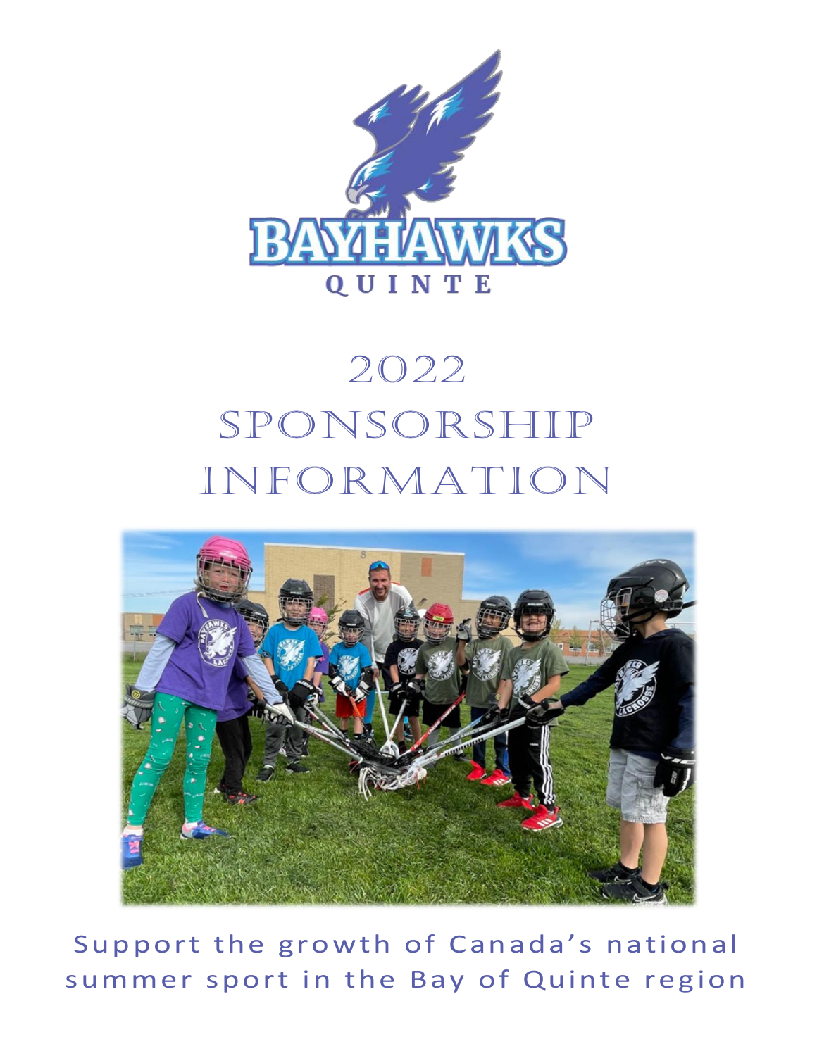BAYHAWKS

QUINTE

# 2022 SPONSORSHIP INFORMATION

Support the growth of Canada's national summer sport in the Bay of Quinte region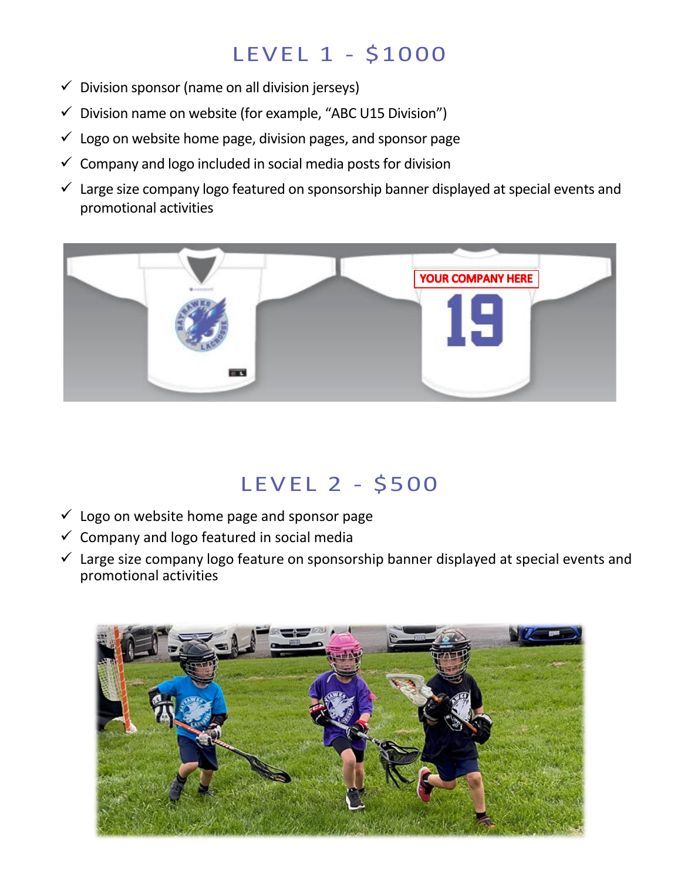## LEVEL 1 - $1000

- ✓ Division sponsor (name on all division jerseys)
- ✓ Division name on website (for example, "ABC U15 Division")
- ✓ Logo on website home page, division pages, and sponsor page
- ✓ Company and logo included in social media posts for division
- ✓ Large size company logo featured on sponsorship banner displayed at special events and promotional activities

## LEVEL 2 - $500

- ✓ Logo on website home page and sponsor page
- ✓ Company and logo featured in social media
- ✓ Large size company logo feature on sponsorship banner displayed at special events and promotional activities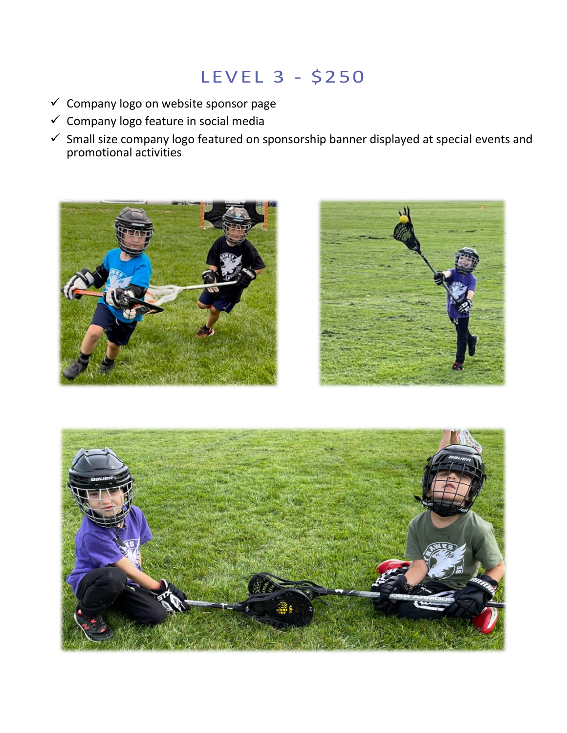## LEVEL 3 - $250

- ✓ Company logo on website sponsor page
- ✓ Company logo feature in social media
- ✓ Small size company logo featured on sponsorship banner displayed at special events and promotional activities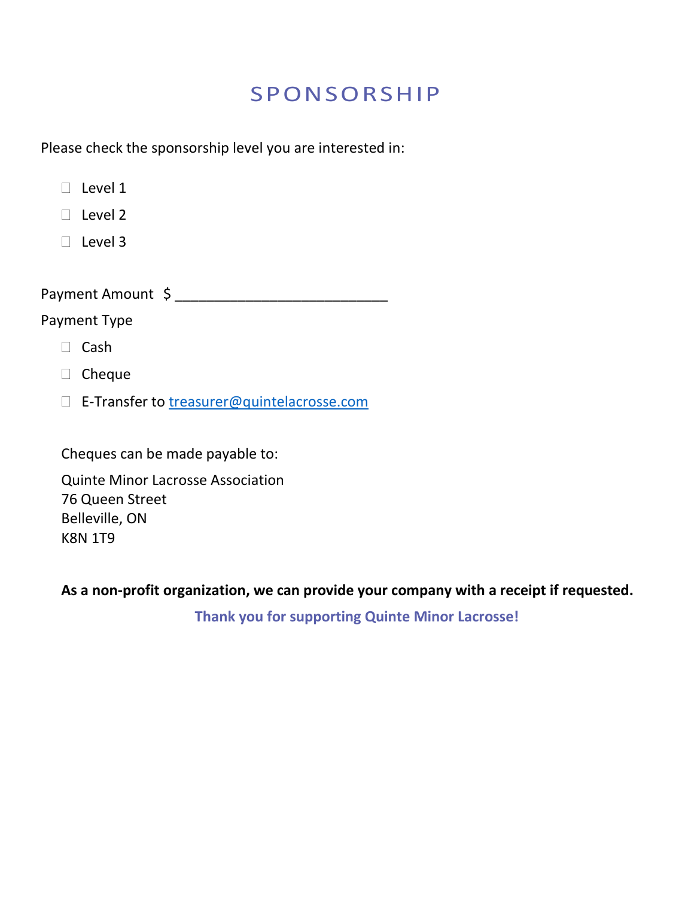# SPONSORSHIP

Please check the sponsorship level you are interested in:

- ☐ Level 1
- ☐ Level 2
- ☐ Level 3

Payment Amount $ ___________________________

Payment Type

- ☐ Cash
- ☐ Cheque
- ☐ E-Transfer to treasurer@quintelacrosse.com

Cheques can be made payable to:

Quinte Minor Lacrosse Association
76 Queen Street
Belleville, ON
K8N 1T9

**As a non-profit organization, we can provide your company with a receipt if requested.**

**Thank you for supporting Quinte Minor Lacrosse!**